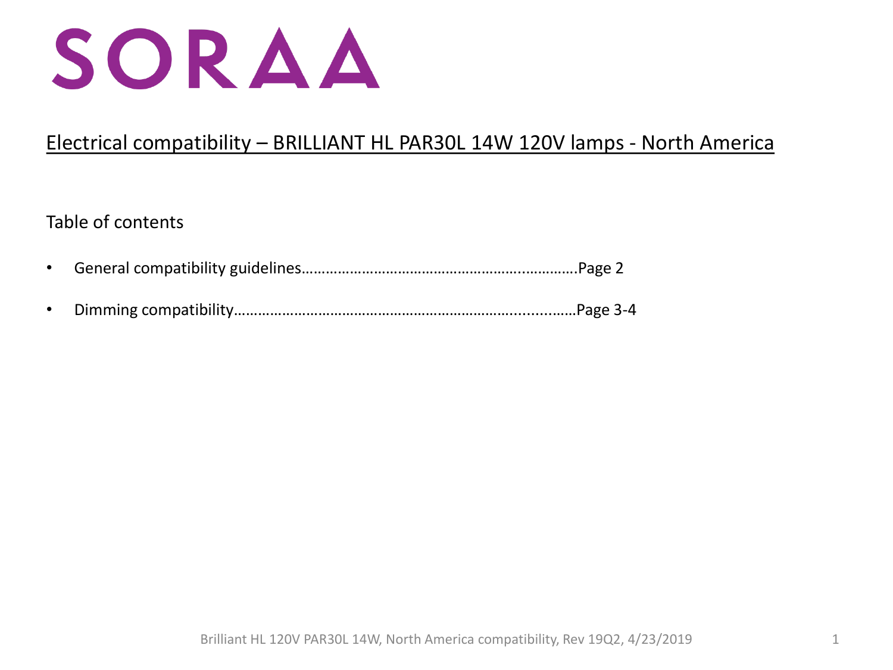# SORAA

## Electrical compatibility – BRILLIANT HL PAR30L 14W 120V lamps - North America

Table of contents

- General compatibility guidelines……………………………………………………..………….Page 2
- Dimming compatibility…………………………………………………………………...………Page 3-4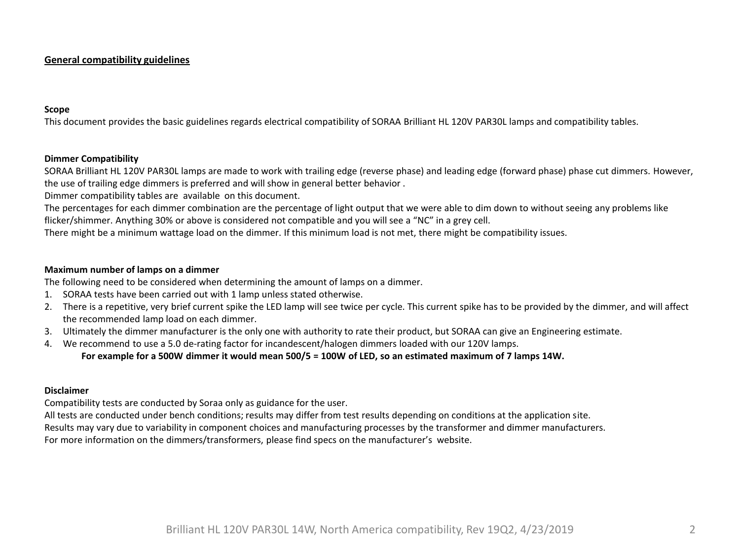## General compatibility guidelines

### Scope

This document provides the basic guidelines regards electrical compatibility of SORAA Brilliant HL 120V PAR30L lamps and compatibility tables.

### Dimmer Compatibility

SORAA Brilliant HL 120V PAR30L lamps are made to work with trailing edge (reverse phase) and leading edge (forward phase) phase cut dimmers. However, the use of trailing edge dimmers is preferred and will show in general better behavior .

Dimmer compatibility tables are available on this document.

The percentages for each dimmer combination are the percentage of light output that we were able to dim down to without seeing any problems like flicker/shimmer. Anything 30% or above is considered not compatible and you will see a "NC" in a grey cell.

There might be a minimum wattage load on the dimmer. If this minimum load is not met, there might be compatibility issues.

### Maximum number of lamps on a dimmer

The following need to be considered when determining the amount of lamps on a dimmer.

1. SORAA tests have been carried out with 1 lamp unless stated otherwise.
2. There is a repetitive, very brief current spike the LED lamp will see twice per cycle. This current spike has to be provided by the dimmer, and will affect the recommended lamp load on each dimmer.
3. Ultimately the dimmer manufacturer is the only one with authority to rate their product, but SORAA can give an Engineering estimate.
4. We recommend to use a 5.0 de-rating factor for incandescent/halogen dimmers loaded with our 120V lamps.

   **For example for a 500W dimmer it would mean 500/5 = 100W of LED, so an estimated maximum of 7 lamps 14W.**

### Disclaimer

Compatibility tests are conducted by Soraa only as guidance for the user.

All tests are conducted under bench conditions; results may differ from test results depending on conditions at the application site.

Results may vary due to variability in component choices and manufacturing processes by the transformer and dimmer manufacturers.

For more information on the dimmers/transformers, please find specs on the manufacturer's website.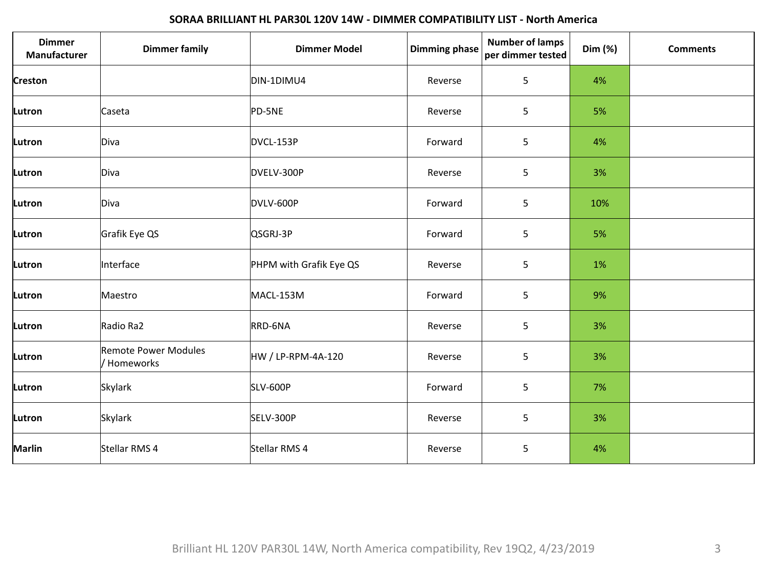## SORAA BRILLIANT HL PAR30L 120V 14W - DIMMER COMPATIBILITY LIST - North America

| Dimmer Manufacturer | Dimmer family | Dimmer Model | Dimming phase | Number of lamps per dimmer tested | Dim (%) | Comments |
|---|---|---|---|---|---|---|
| **Creston** | | DIN-1DIMU4 | Reverse | 5 | 4% | |
| **Lutron** | Caseta | PD-5NE | Reverse | 5 | 5% | |
| **Lutron** | Diva | DVCL-153P | Forward | 5 | 4% | |
| **Lutron** | Diva | DVELV-300P | Reverse | 5 | 3% | |
| **Lutron** | Diva | DVLV-600P | Forward | 5 | 10% | |
| **Lutron** | Grafik Eye QS | QSGRJ-3P | Forward | 5 | 5% | |
| **Lutron** | Interface | PHPM with Grafik Eye QS | Reverse | 5 | 1% | |
| **Lutron** | Maestro | MACL-153M | Forward | 5 | 9% | |
| **Lutron** | Radio Ra2 | RRD-6NA | Reverse | 5 | 3% | |
| **Lutron** | Remote Power Modules / Homeworks | HW / LP-RPM-4A-120 | Reverse | 5 | 3% | |
| **Lutron** | Skylark | SLV-600P | Forward | 5 | 7% | |
| **Lutron** | Skylark | SELV-300P | Reverse | 5 | 3% | |
| **Marlin** | Stellar RMS 4 | Stellar RMS 4 | Reverse | 5 | 4% | |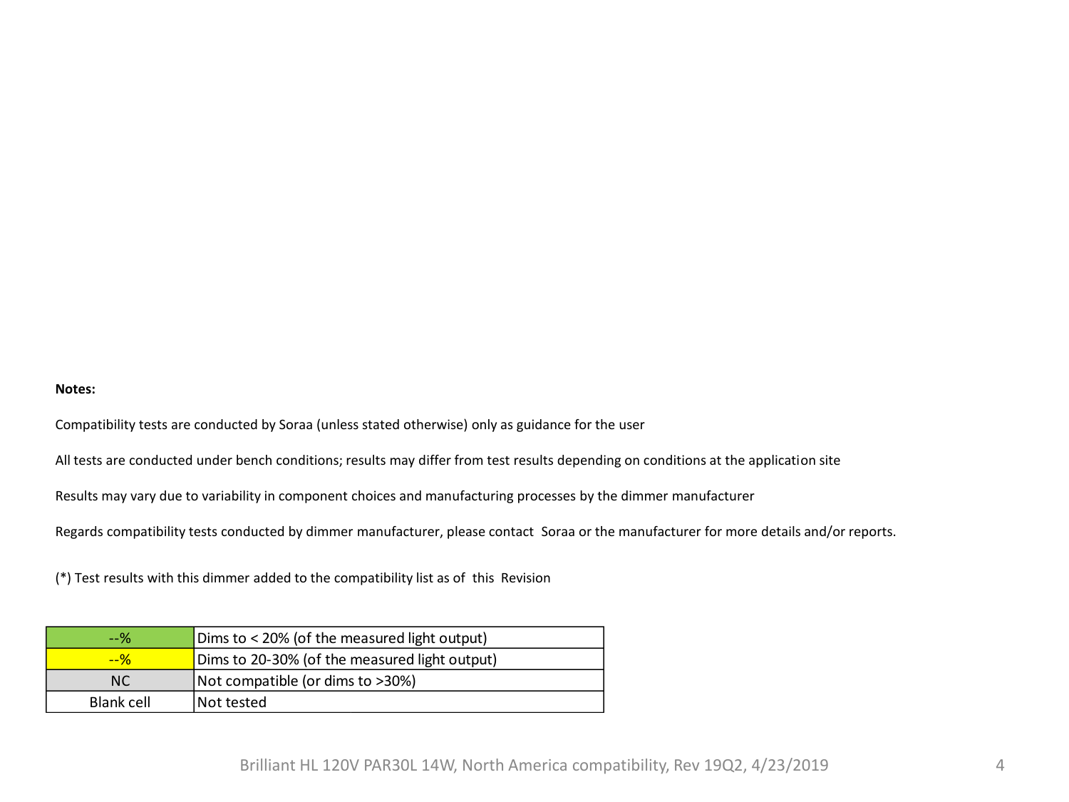**Notes:**

Compatibility tests are conducted by Soraa (unless stated otherwise) only as guidance for the user

All tests are conducted under bench conditions; results may differ from test results depending on conditions at the application site

Results may vary due to variability in component choices and manufacturing processes by the dimmer manufacturer

Regards compatibility tests conducted by dimmer manufacturer, please contact Soraa or the manufacturer for more details and/or reports.

(*) Test results with this dimmer added to the compatibility list as of this Revision

| | |
|---|---|
| --% | Dims to < 20% (of the measured light output) |
| --% | Dims to 20-30% (of the measured light output) |
| NC | Not compatible (or dims to >30%) |
| Blank cell | Not tested |